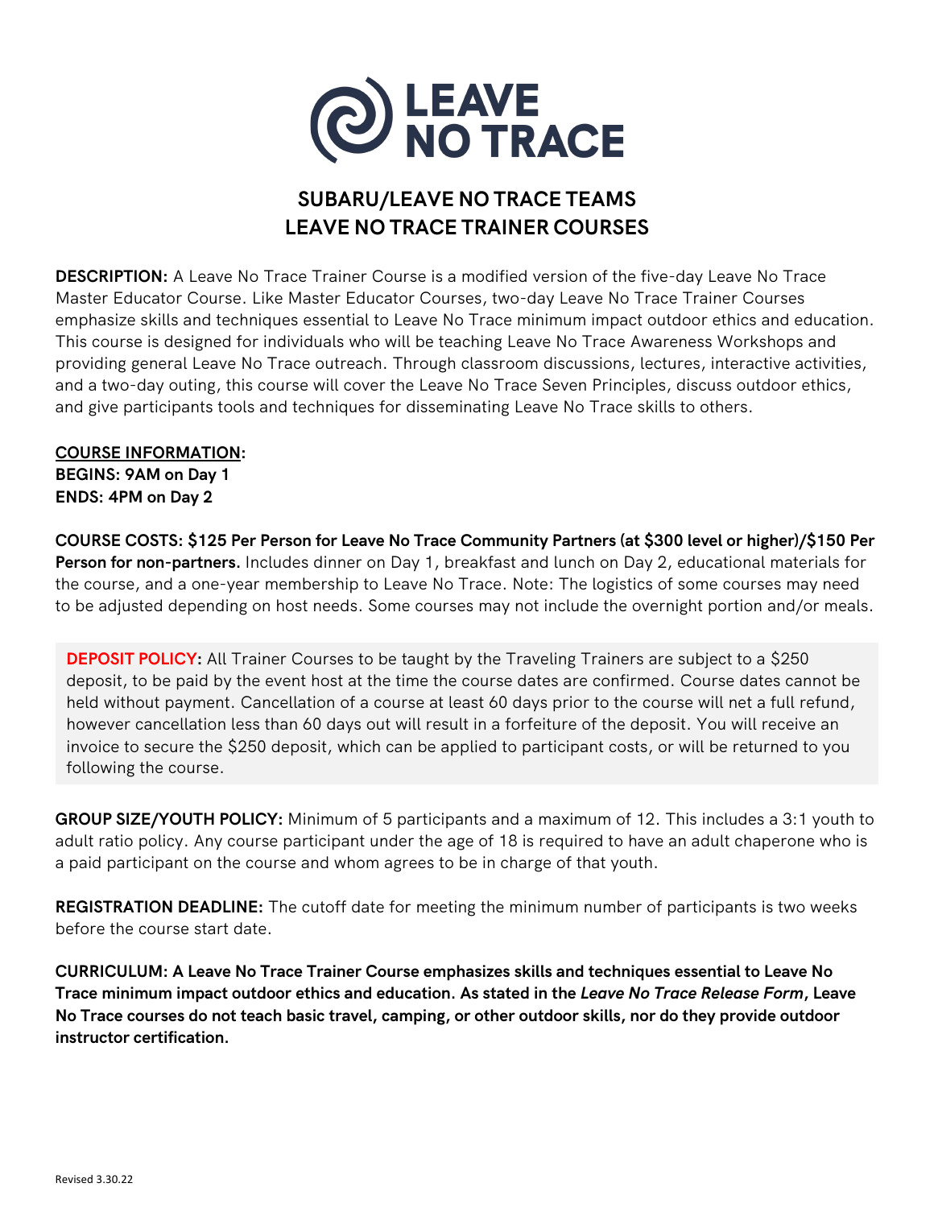# LEAVE NO TRACE

## SUBARU/LEAVE NO TRACE TEAMS
## LEAVE NO TRACE TRAINER COURSES

**DESCRIPTION:** A Leave No Trace Trainer Course is a modified version of the five-day Leave No Trace Master Educator Course. Like Master Educator Courses, two-day Leave No Trace Trainer Courses emphasize skills and techniques essential to Leave No Trace minimum impact outdoor ethics and education. This course is designed for individuals who will be teaching Leave No Trace Awareness Workshops and providing general Leave No Trace outreach. Through classroom discussions, lectures, interactive activities, and a two-day outing, this course will cover the Leave No Trace Seven Principles, discuss outdoor ethics, and give participants tools and techniques for disseminating Leave No Trace skills to others.

**COURSE INFORMATION:**
**BEGINS: 9AM on Day 1**
**ENDS: 4PM on Day 2**

**COURSE COSTS: $125 Per Person for Leave No Trace Community Partners (at $300 level or higher)/$150 Per Person for non-partners.** Includes dinner on Day 1, breakfast and lunch on Day 2, educational materials for the course, and a one-year membership to Leave No Trace. Note: The logistics of some courses may need to be adjusted depending on host needs. Some courses may not include the overnight portion and/or meals.

**DEPOSIT POLICY:** All Trainer Courses to be taught by the Traveling Trainers are subject to a $250 deposit, to be paid by the event host at the time the course dates are confirmed. Course dates cannot be held without payment. Cancellation of a course at least 60 days prior to the course will net a full refund, however cancellation less than 60 days out will result in a forfeiture of the deposit. You will receive an invoice to secure the $250 deposit, which can be applied to participant costs, or will be returned to you following the course.

**GROUP SIZE/YOUTH POLICY:** Minimum of 5 participants and a maximum of 12. This includes a 3:1 youth to adult ratio policy. Any course participant under the age of 18 is required to have an adult chaperone who is a paid participant on the course and whom agrees to be in charge of that youth.

**REGISTRATION DEADLINE:** The cutoff date for meeting the minimum number of participants is two weeks before the course start date.

**CURRICULUM: A Leave No Trace Trainer Course emphasizes skills and techniques essential to Leave No Trace minimum impact outdoor ethics and education. As stated in the *Leave No Trace Release Form*, Leave No Trace courses do not teach basic travel, camping, or other outdoor skills, nor do they provide outdoor instructor certification.**

Revised 3.30.22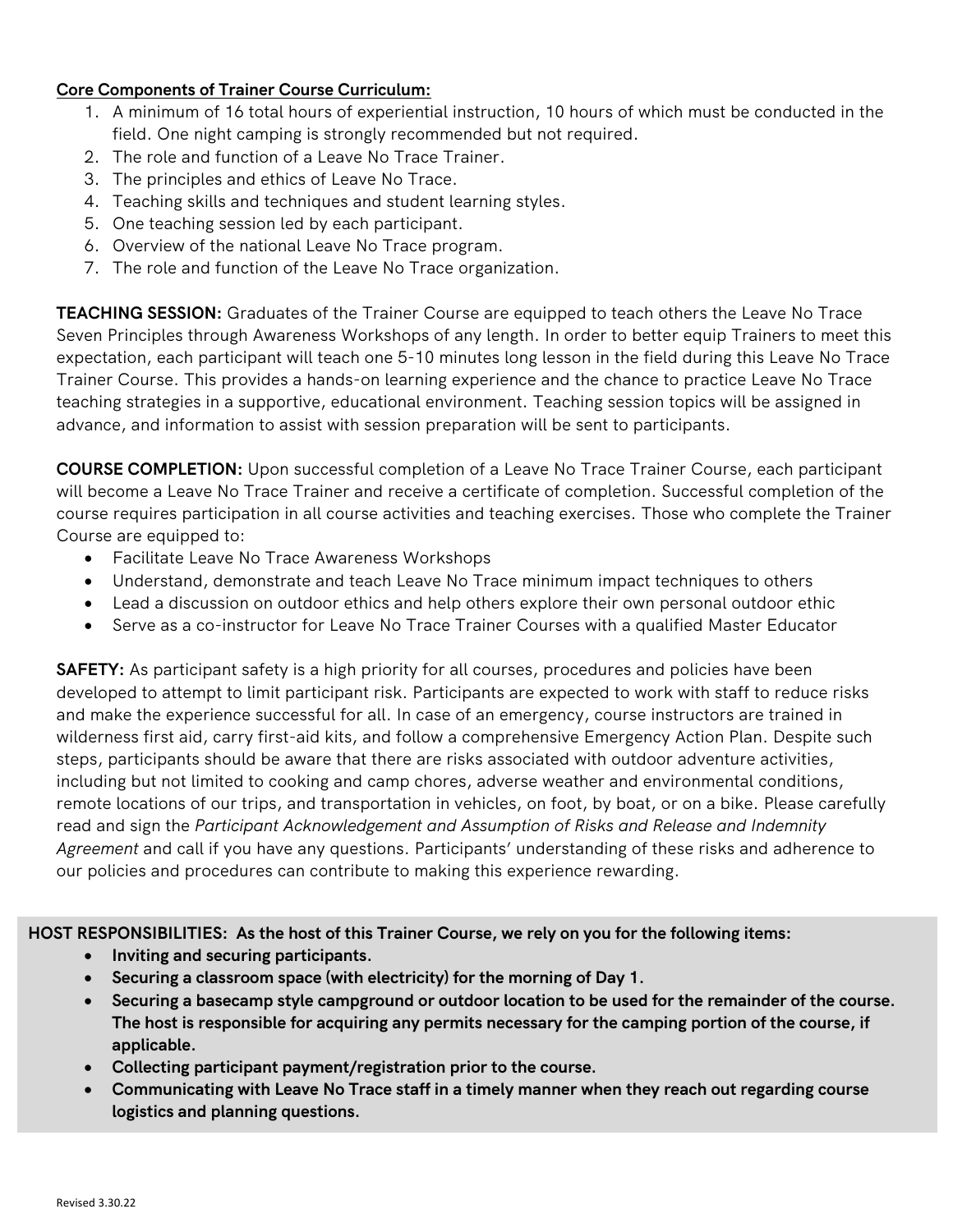**Core Components of Trainer Course Curriculum:**

1. A minimum of 16 total hours of experiential instruction, 10 hours of which must be conducted in the field. One night camping is strongly recommended but not required.
2. The role and function of a Leave No Trace Trainer.
3. The principles and ethics of Leave No Trace.
4. Teaching skills and techniques and student learning styles.
5. One teaching session led by each participant.
6. Overview of the national Leave No Trace program.
7. The role and function of the Leave No Trace organization.

**TEACHING SESSION:** Graduates of the Trainer Course are equipped to teach others the Leave No Trace Seven Principles through Awareness Workshops of any length. In order to better equip Trainers to meet this expectation, each participant will teach one 5-10 minutes long lesson in the field during this Leave No Trace Trainer Course. This provides a hands-on learning experience and the chance to practice Leave No Trace teaching strategies in a supportive, educational environment. Teaching session topics will be assigned in advance, and information to assist with session preparation will be sent to participants.

**COURSE COMPLETION:** Upon successful completion of a Leave No Trace Trainer Course, each participant will become a Leave No Trace Trainer and receive a certificate of completion. Successful completion of the course requires participation in all course activities and teaching exercises. Those who complete the Trainer Course are equipped to:

- Facilitate Leave No Trace Awareness Workshops
- Understand, demonstrate and teach Leave No Trace minimum impact techniques to others
- Lead a discussion on outdoor ethics and help others explore their own personal outdoor ethic
- Serve as a co-instructor for Leave No Trace Trainer Courses with a qualified Master Educator

**SAFETY:** As participant safety is a high priority for all courses, procedures and policies have been developed to attempt to limit participant risk. Participants are expected to work with staff to reduce risks and make the experience successful for all. In case of an emergency, course instructors are trained in wilderness first aid, carry first-aid kits, and follow a comprehensive Emergency Action Plan. Despite such steps, participants should be aware that there are risks associated with outdoor adventure activities, including but not limited to cooking and camp chores, adverse weather and environmental conditions, remote locations of our trips, and transportation in vehicles, on foot, by boat, or on a bike. Please carefully read and sign the *Participant Acknowledgement and Assumption of Risks and Release and Indemnity Agreement* and call if you have any questions. Participants' understanding of these risks and adherence to our policies and procedures can contribute to making this experience rewarding.

**HOST RESPONSIBILITIES: As the host of this Trainer Course, we rely on you for the following items:**

- **Inviting and securing participants.**
- **Securing a classroom space (with electricity) for the morning of Day 1.**
- **Securing a basecamp style campground or outdoor location to be used for the remainder of the course. The host is responsible for acquiring any permits necessary for the camping portion of the course, if applicable.**
- **Collecting participant payment/registration prior to the course.**
- **Communicating with Leave No Trace staff in a timely manner when they reach out regarding course logistics and planning questions.**

Revised 3.30.22